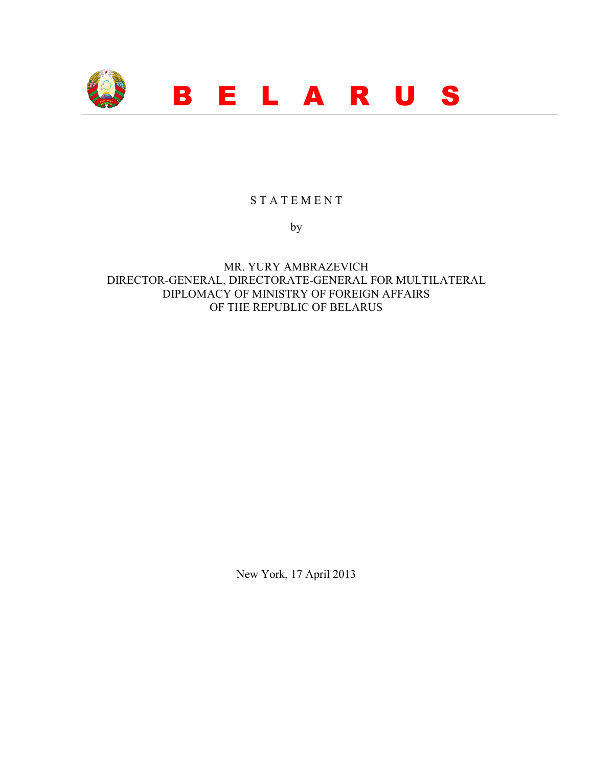# B E L A R U S

STATEMENT

by

MR. YURY AMBRAZEVICH
DIRECTOR-GENERAL, DIRECTORATE-GENERAL FOR MULTILATERAL DIPLOMACY OF MINISTRY OF FOREIGN AFFAIRS OF THE REPUBLIC OF BELARUS

New York, 17 April 2013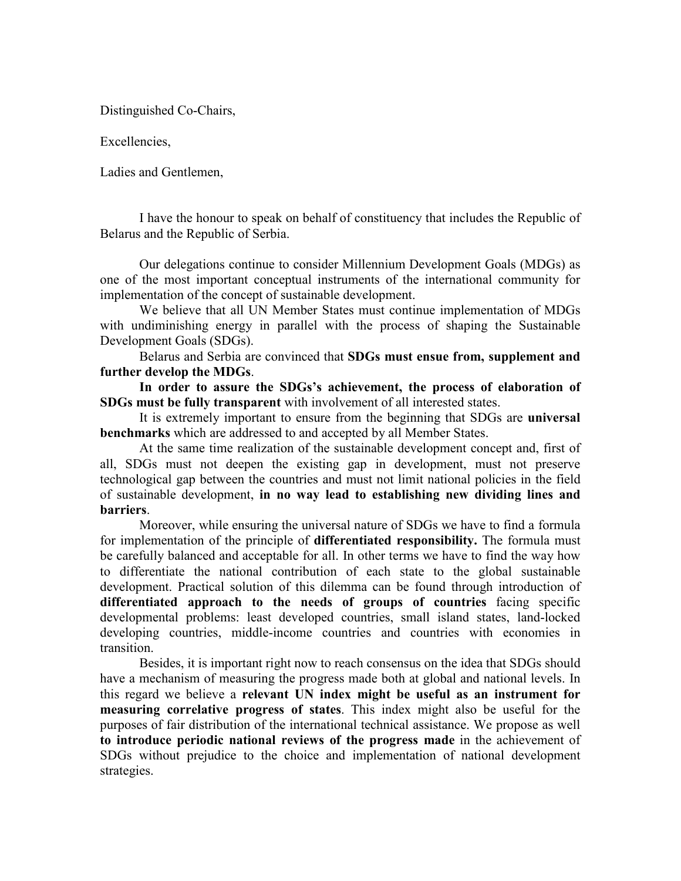Distinguished Co-Chairs,

Excellencies,

Ladies and Gentlemen,

I have the honour to speak on behalf of constituency that includes the Republic of Belarus and the Republic of Serbia.

Our delegations continue to consider Millennium Development Goals (MDGs) as one of the most important conceptual instruments of the international community for implementation of the concept of sustainable development.

We believe that all UN Member States must continue implementation of MDGs with undiminishing energy in parallel with the process of shaping the Sustainable Development Goals (SDGs).

Belarus and Serbia are convinced that **SDGs must ensue from, supplement and further develop the MDGs**.

**In order to assure the SDGs's achievement, the process of elaboration of SDGs must be fully transparent** with involvement of all interested states.

It is extremely important to ensure from the beginning that SDGs are **universal benchmarks** which are addressed to and accepted by all Member States.

At the same time realization of the sustainable development concept and, first of all, SDGs must not deepen the existing gap in development, must not preserve technological gap between the countries and must not limit national policies in the field of sustainable development, **in no way lead to establishing new dividing lines and barriers**.

Moreover, while ensuring the universal nature of SDGs we have to find a formula for implementation of the principle of **differentiated responsibility.** The formula must be carefully balanced and acceptable for all. In other terms we have to find the way how to differentiate the national contribution of each state to the global sustainable development. Practical solution of this dilemma can be found through introduction of **differentiated approach to the needs of groups of countries** facing specific developmental problems: least developed countries, small island states, land-locked developing countries, middle-income countries and countries with economies in transition.

Besides, it is important right now to reach consensus on the idea that SDGs should have a mechanism of measuring the progress made both at global and national levels. In this regard we believe a **relevant UN index might be useful as an instrument for measuring correlative progress of states**. This index might also be useful for the purposes of fair distribution of the international technical assistance. We propose as well **to introduce periodic national reviews of the progress made** in the achievement of SDGs without prejudice to the choice and implementation of national development strategies.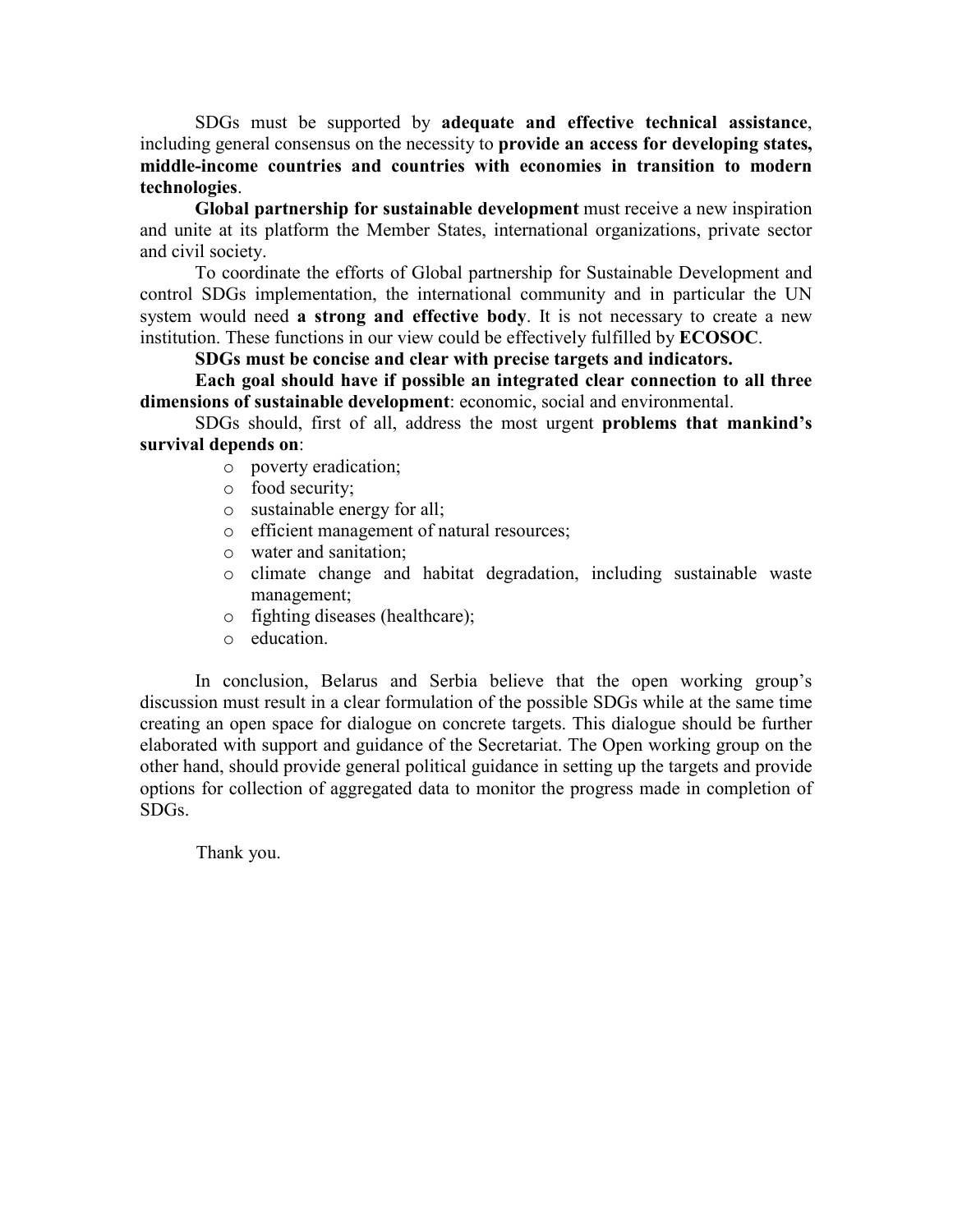SDGs must be supported by **adequate and effective technical assistance**, including general consensus on the necessity to **provide an access for developing states, middle-income countries and countries with economies in transition to modern technologies**.

**Global partnership for sustainable development** must receive a new inspiration and unite at its platform the Member States, international organizations, private sector and civil society.

To coordinate the efforts of Global partnership for Sustainable Development and control SDGs implementation, the international community and in particular the UN system would need **a strong and effective body**. It is not necessary to create a new institution. These functions in our view could be effectively fulfilled by **ECOSOC**.

**SDGs must be concise and clear with precise targets and indicators.**

**Each goal should have if possible an integrated clear connection to all three dimensions of sustainable development**: economic, social and environmental.

SDGs should, first of all, address the most urgent **problems that mankind's survival depends on**:

- poverty eradication;
- food security;
- sustainable energy for all;
- efficient management of natural resources;
- water and sanitation;
- climate change and habitat degradation, including sustainable waste management;
- fighting diseases (healthcare);
- education.

In conclusion, Belarus and Serbia believe that the open working group's discussion must result in a clear formulation of the possible SDGs while at the same time creating an open space for dialogue on concrete targets. This dialogue should be further elaborated with support and guidance of the Secretariat. The Open working group on the other hand, should provide general political guidance in setting up the targets and provide options for collection of aggregated data to monitor the progress made in completion of SDGs.

Thank you.